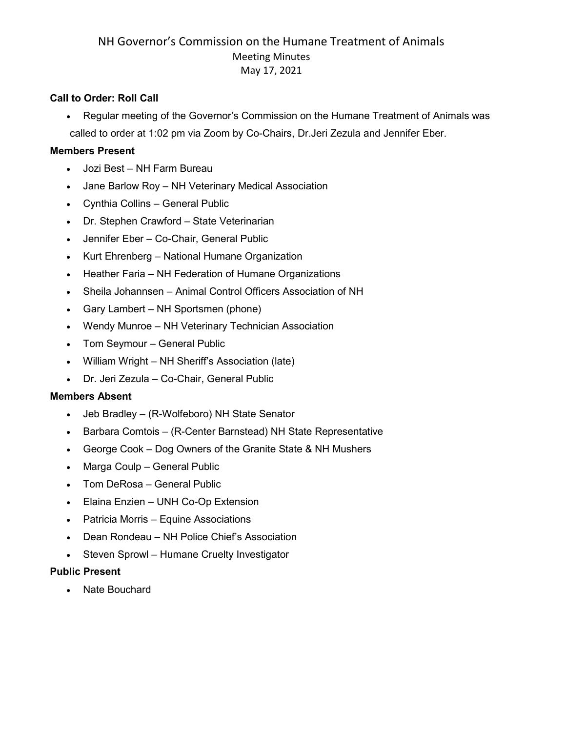# NH Governor's Commission on the Humane Treatment of Animals

## Meeting Minutes

May 17, 2021

**Call to Order: Roll Call**

- Regular meeting of the Governor's Commission on the Humane Treatment of Animals was called to order at 1:02 pm via Zoom by Co-Chairs, Dr.Jeri Zezula and Jennifer Eber.

**Members Present**

- Jozi Best – NH Farm Bureau
- Jane Barlow Roy – NH Veterinary Medical Association
- Cynthia Collins – General Public
- Dr. Stephen Crawford – State Veterinarian
- Jennifer Eber – Co-Chair, General Public
- Kurt Ehrenberg – National Humane Organization
- Heather Faria – NH Federation of Humane Organizations
- Sheila Johannsen – Animal Control Officers Association of NH
- Gary Lambert – NH Sportsmen (phone)
- Wendy Munroe – NH Veterinary Technician Association
- Tom Seymour – General Public
- William Wright – NH Sheriff's Association (late)
- Dr. Jeri Zezula – Co-Chair, General Public

**Members Absent**

- Jeb Bradley – (R-Wolfeboro) NH State Senator
- Barbara Comtois – (R-Center Barnstead) NH State Representative
- George Cook – Dog Owners of the Granite State & NH Mushers
- Marga Coulp – General Public
- Tom DeRosa – General Public
- Elaina Enzien – UNH Co-Op Extension
- Patricia Morris – Equine Associations
- Dean Rondeau – NH Police Chief's Association
- Steven Sprowl – Humane Cruelty Investigator

**Public Present**

- Nate Bouchard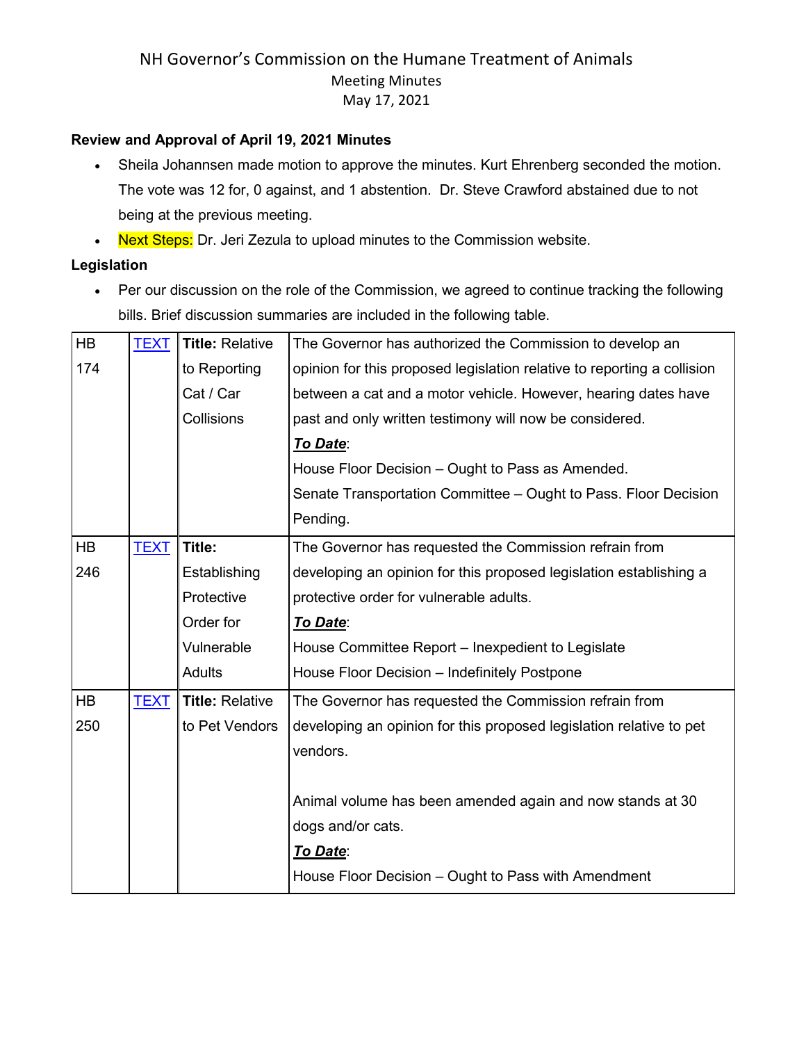NH Governor's Commission on the Humane Treatment of Animals
Meeting Minutes
May 17, 2021

**Review and Approval of April 19, 2021 Minutes**

- Sheila Johannsen made motion to approve the minutes. Kurt Ehrenberg seconded the motion. The vote was 12 for, 0 against, and 1 abstention. Dr. Steve Crawford abstained due to not being at the previous meeting.
- Next Steps: Dr. Jeri Zezula to upload minutes to the Commission website.

**Legislation**

- Per our discussion on the role of the Commission, we agreed to continue tracking the following bills. Brief discussion summaries are included in the following table.

| | | | |
|---|---|---|---|
| HB 174 | TEXT | **Title:** Relative to Reporting Cat / Car Collisions | The Governor has authorized the Commission to develop an opinion for this proposed legislation relative to reporting a collision between a cat and a motor vehicle. However, hearing dates have past and only written testimony will now be considered.<br>***To Date***:<br>House Floor Decision – Ought to Pass as Amended.<br>Senate Transportation Committee – Ought to Pass. Floor Decision Pending. |
| HB 246 | TEXT | **Title:** Establishing Protective Order for Vulnerable Adults | The Governor has requested the Commission refrain from developing an opinion for this proposed legislation establishing a protective order for vulnerable adults.<br>***To Date***:<br>House Committee Report – Inexpedient to Legislate<br>House Floor Decision – Indefinitely Postpone |
| HB 250 | TEXT | **Title:** Relative to Pet Vendors | The Governor has requested the Commission refrain from developing an opinion for this proposed legislation relative to pet vendors.<br><br>Animal volume has been amended again and now stands at 30 dogs and/or cats.<br>***To Date***:<br>House Floor Decision – Ought to Pass with Amendment |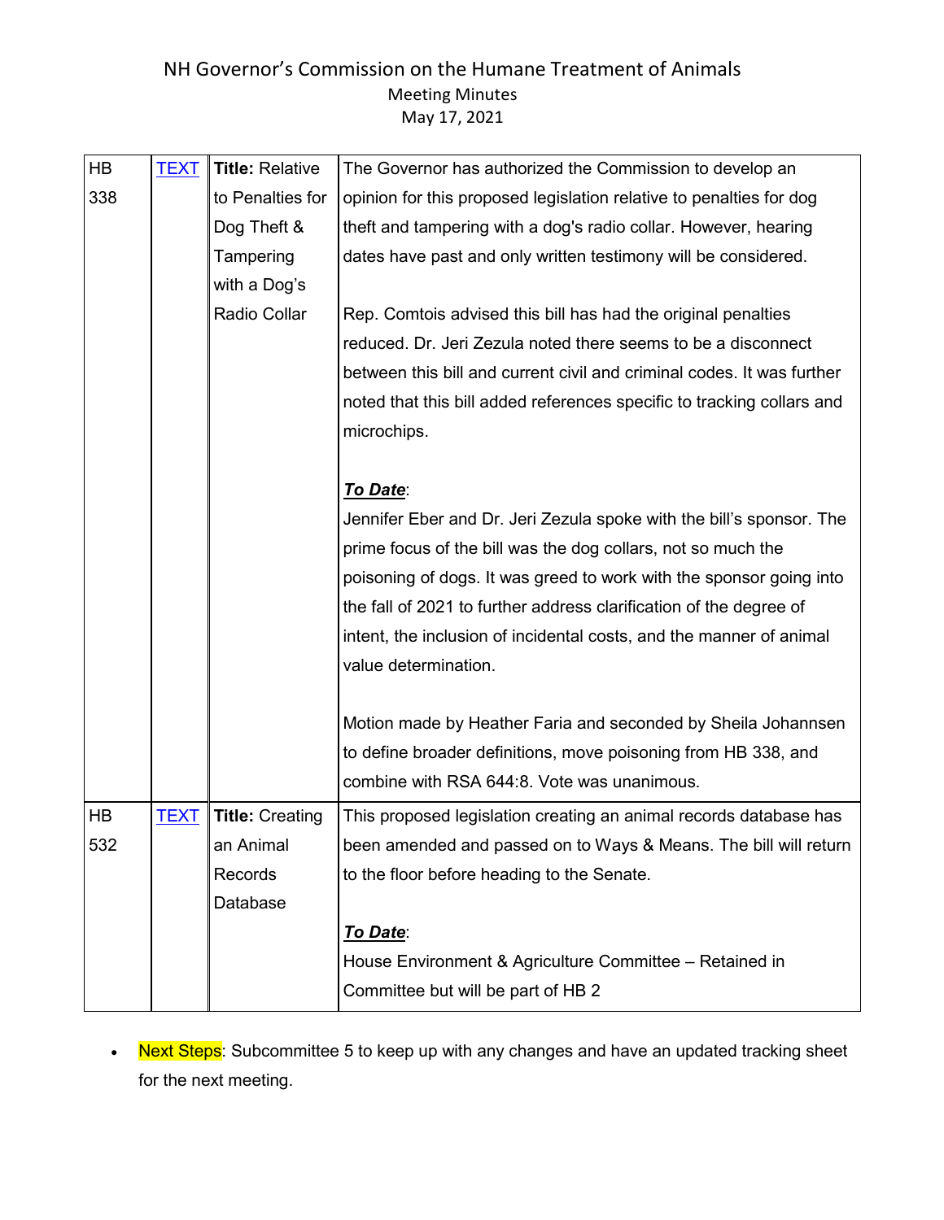| HB 338 | TEXT | **Title:** Relative to Penalties for Dog Theft & Tampering with a Dog's Radio Collar | The Governor has authorized the Commission to develop an opinion for this proposed legislation relative to penalties for dog theft and tampering with a dog's radio collar. However, hearing dates have past and only written testimony will be considered.<br><br>Rep. Comtois advised this bill has had the original penalties reduced. Dr. Jeri Zezula noted there seems to be a disconnect between this bill and current civil and criminal codes. It was further noted that this bill added references specific to tracking collars and microchips.<br><br>***To Date***:<br>Jennifer Eber and Dr. Jeri Zezula spoke with the bill's sponsor. The prime focus of the bill was the dog collars, not so much the poisoning of dogs. It was greed to work with the sponsor going into the fall of 2021 to further address clarification of the degree of intent, the inclusion of incidental costs, and the manner of animal value determination.<br><br>Motion made by Heather Faria and seconded by Sheila Johannsen to define broader definitions, move poisoning from HB 338, and combine with RSA 644:8. Vote was unanimous. |
|---|---|---|---|
| HB 532 | TEXT | **Title:** Creating an Animal Records Database | This proposed legislation creating an animal records database has been amended and passed on to Ways & Means. The bill will return to the floor before heading to the Senate.<br><br>***To Date***:<br>House Environment & Agriculture Committee – Retained in Committee but will be part of HB 2 |

- Next Steps: Subcommittee 5 to keep up with any changes and have an updated tracking sheet for the next meeting.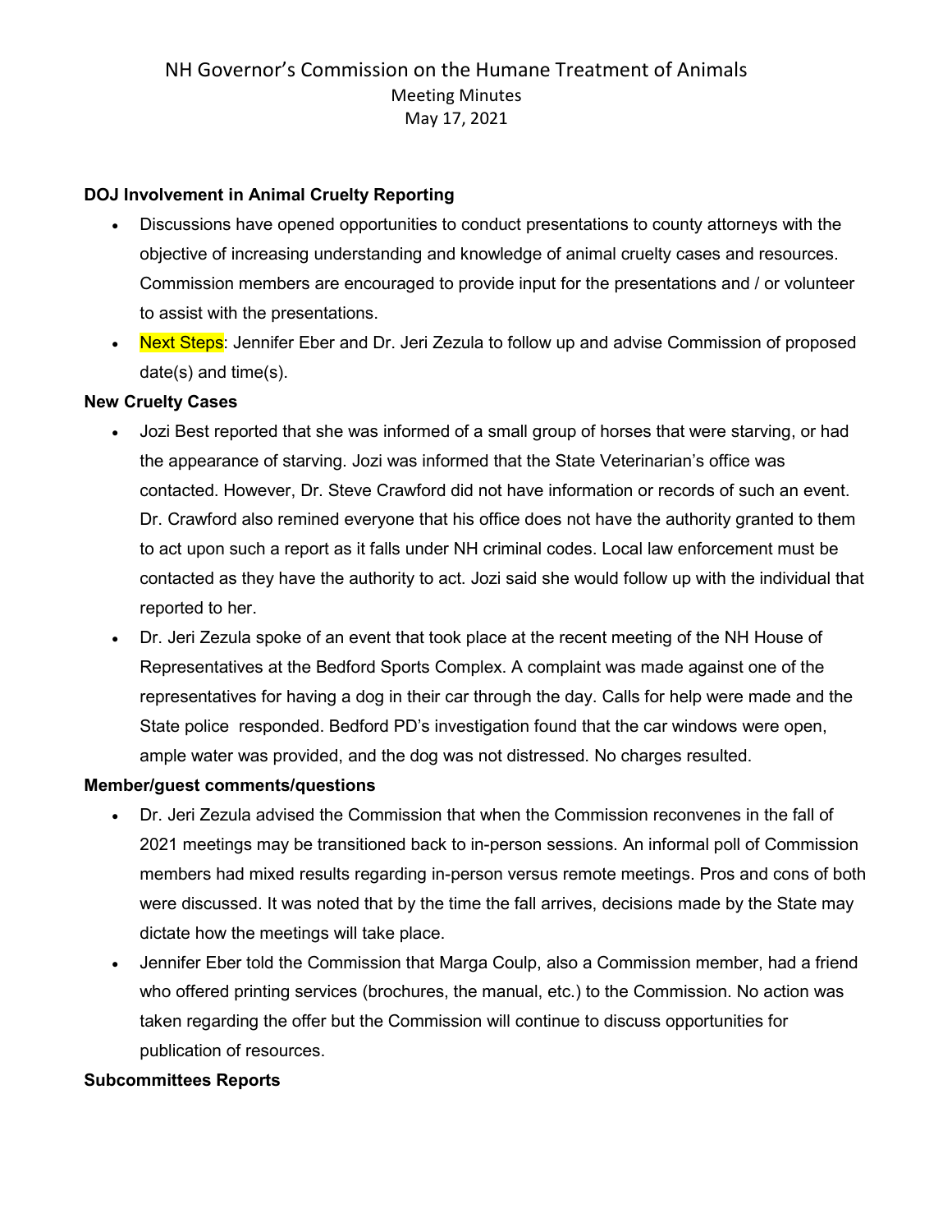NH Governor's Commission on the Humane Treatment of Animals
Meeting Minutes
May 17, 2021

**DOJ Involvement in Animal Cruelty Reporting**

- Discussions have opened opportunities to conduct presentations to county attorneys with the objective of increasing understanding and knowledge of animal cruelty cases and resources. Commission members are encouraged to provide input for the presentations and / or volunteer to assist with the presentations.
- Next Steps: Jennifer Eber and Dr. Jeri Zezula to follow up and advise Commission of proposed date(s) and time(s).

**New Cruelty Cases**

- Jozi Best reported that she was informed of a small group of horses that were starving, or had the appearance of starving. Jozi was informed that the State Veterinarian's office was contacted. However, Dr. Steve Crawford did not have information or records of such an event. Dr. Crawford also remined everyone that his office does not have the authority granted to them to act upon such a report as it falls under NH criminal codes. Local law enforcement must be contacted as they have the authority to act. Jozi said she would follow up with the individual that reported to her.
- Dr. Jeri Zezula spoke of an event that took place at the recent meeting of the NH House of Representatives at the Bedford Sports Complex. A complaint was made against one of the representatives for having a dog in their car through the day. Calls for help were made and the State police responded. Bedford PD's investigation found that the car windows were open, ample water was provided, and the dog was not distressed. No charges resulted.

**Member/guest comments/questions**

- Dr. Jeri Zezula advised the Commission that when the Commission reconvenes in the fall of 2021 meetings may be transitioned back to in-person sessions. An informal poll of Commission members had mixed results regarding in-person versus remote meetings. Pros and cons of both were discussed. It was noted that by the time the fall arrives, decisions made by the State may dictate how the meetings will take place.
- Jennifer Eber told the Commission that Marga Coulp, also a Commission member, had a friend who offered printing services (brochures, the manual, etc.) to the Commission. No action was taken regarding the offer but the Commission will continue to discuss opportunities for publication of resources.

**Subcommittees Reports**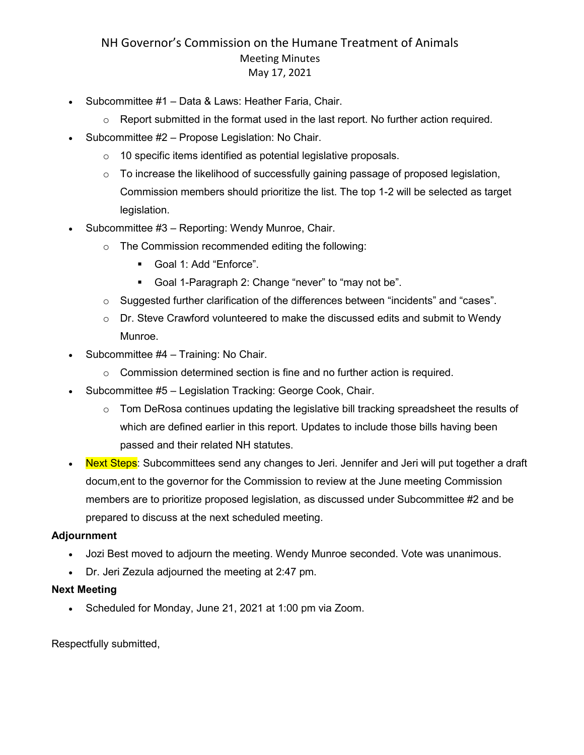# NH Governor's Commission on the Humane Treatment of Animals

Meeting Minutes

May 17, 2021

- Subcommittee #1 – Data & Laws: Heather Faria, Chair.
  - Report submitted in the format used in the last report. No further action required.
- Subcommittee #2 – Propose Legislation: No Chair.
  - 10 specific items identified as potential legislative proposals.
  - To increase the likelihood of successfully gaining passage of proposed legislation, Commission members should prioritize the list. The top 1-2 will be selected as target legislation.
- Subcommittee #3 – Reporting: Wendy Munroe, Chair.
  - The Commission recommended editing the following:
    - Goal 1: Add "Enforce".
    - Goal 1-Paragraph 2: Change "never" to "may not be".
  - Suggested further clarification of the differences between "incidents" and "cases".
  - Dr. Steve Crawford volunteered to make the discussed edits and submit to Wendy Munroe.
- Subcommittee #4 – Training: No Chair.
  - Commission determined section is fine and no further action is required.
- Subcommittee #5 – Legislation Tracking: George Cook, Chair.
  - Tom DeRosa continues updating the legislative bill tracking spreadsheet the results of which are defined earlier in this report. Updates to include those bills having been passed and their related NH statutes.
- Next Steps: Subcommittees send any changes to Jeri. Jennifer and Jeri will put together a draft docum,ent to the governor for the Commission to review at the June meeting Commission members are to prioritize proposed legislation, as discussed under Subcommittee #2 and be prepared to discuss at the next scheduled meeting.

**Adjournment**

- Jozi Best moved to adjourn the meeting. Wendy Munroe seconded. Vote was unanimous.
- Dr. Jeri Zezula adjourned the meeting at 2:47 pm.

**Next Meeting**

- Scheduled for Monday, June 21, 2021 at 1:00 pm via Zoom.

Respectfully submitted,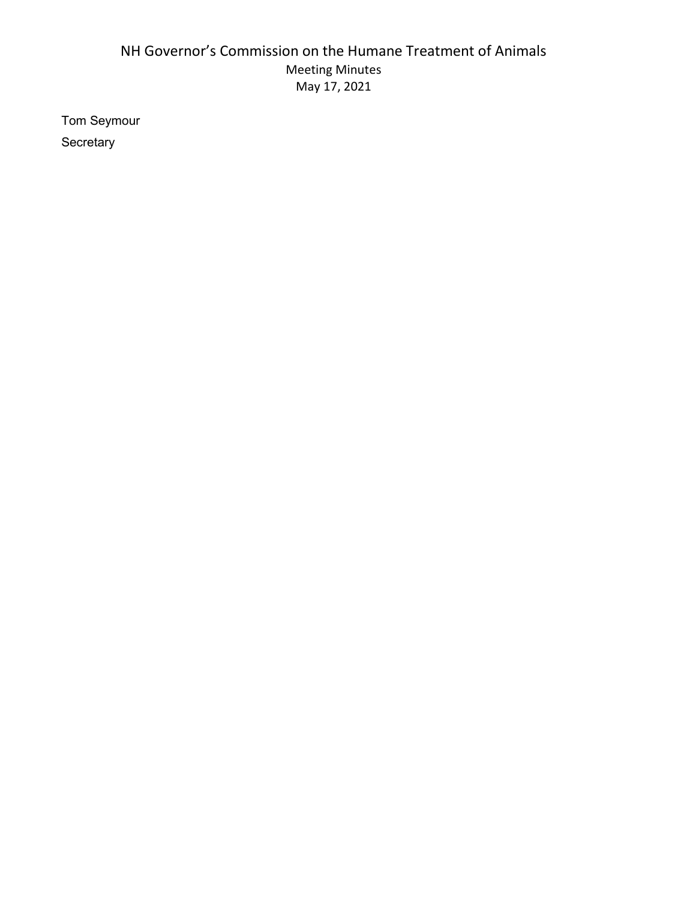Tom Seymour

Secretary